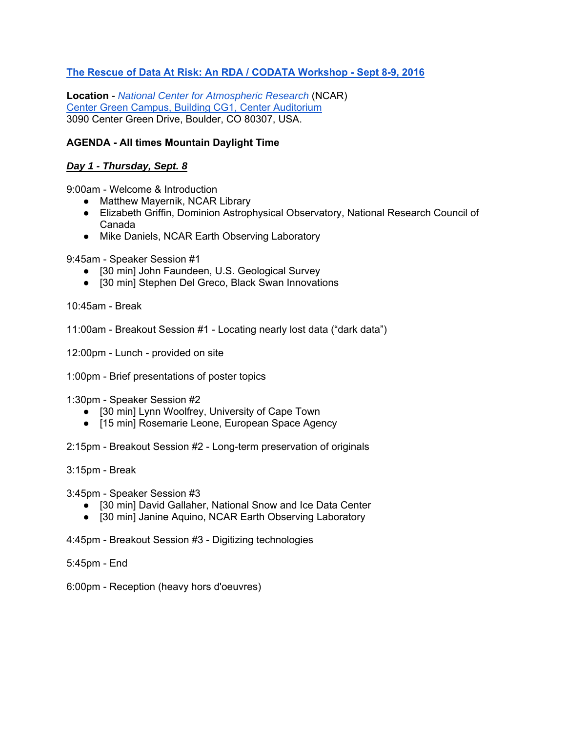# The Rescue of Data At Risk: An RDA / CODATA Workshop - Sept 8-9, 2016

**Location** - *National Center for Atmospheric Research* (NCAR)
Center Green Campus, Building CG1, Center Auditorium
3090 Center Green Drive, Boulder, CO 80307, USA.

**AGENDA - All times Mountain Daylight Time**

## ***Day 1 - Thursday, Sept. 8***

9:00am - Welcome & Introduction

- Matthew Mayernik, NCAR Library
- Elizabeth Griffin, Dominion Astrophysical Observatory, National Research Council of Canada
- Mike Daniels, NCAR Earth Observing Laboratory

9:45am - Speaker Session #1

- [30 min] John Faundeen, U.S. Geological Survey
- [30 min] Stephen Del Greco, Black Swan Innovations

10:45am - Break

11:00am - Breakout Session #1 - Locating nearly lost data ("dark data")

12:00pm - Lunch - provided on site

1:00pm - Brief presentations of poster topics

1:30pm - Speaker Session #2

- [30 min] Lynn Woolfrey, University of Cape Town
- [15 min] Rosemarie Leone, European Space Agency

2:15pm - Breakout Session #2 - Long-term preservation of originals

3:15pm - Break

3:45pm - Speaker Session #3

- [30 min] David Gallaher, National Snow and Ice Data Center
- [30 min] Janine Aquino, NCAR Earth Observing Laboratory

4:45pm - Breakout Session #3 - Digitizing technologies

5:45pm - End

6:00pm - Reception (heavy hors d'oeuvres)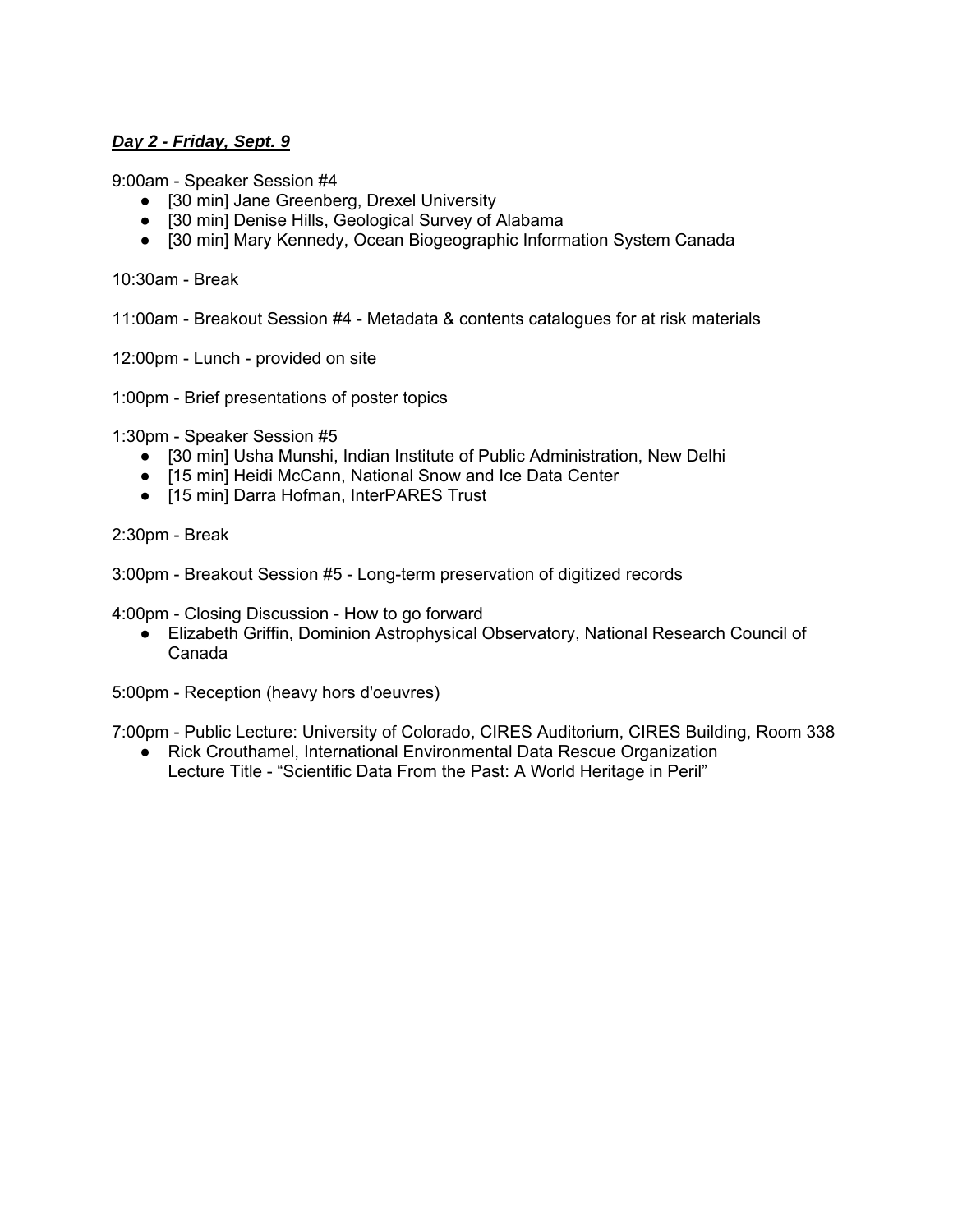***Day 2 - Friday, Sept. 9***

9:00am - Speaker Session #4

- [30 min] Jane Greenberg, Drexel University
- [30 min] Denise Hills, Geological Survey of Alabama
- [30 min] Mary Kennedy, Ocean Biogeographic Information System Canada

10:30am - Break

11:00am - Breakout Session #4 - Metadata & contents catalogues for at risk materials

12:00pm - Lunch - provided on site

1:00pm - Brief presentations of poster topics

1:30pm - Speaker Session #5

- [30 min] Usha Munshi, Indian Institute of Public Administration, New Delhi
- [15 min] Heidi McCann, National Snow and Ice Data Center
- [15 min] Darra Hofman, InterPARES Trust

2:30pm - Break

3:00pm - Breakout Session #5 - Long-term preservation of digitized records

4:00pm - Closing Discussion - How to go forward

- Elizabeth Griffin, Dominion Astrophysical Observatory, National Research Council of Canada

5:00pm - Reception (heavy hors d'oeuvres)

7:00pm - Public Lecture: University of Colorado, CIRES Auditorium, CIRES Building, Room 338

- Rick Crouthamel, International Environmental Data Rescue Organization
  Lecture Title - "Scientific Data From the Past: A World Heritage in Peril"